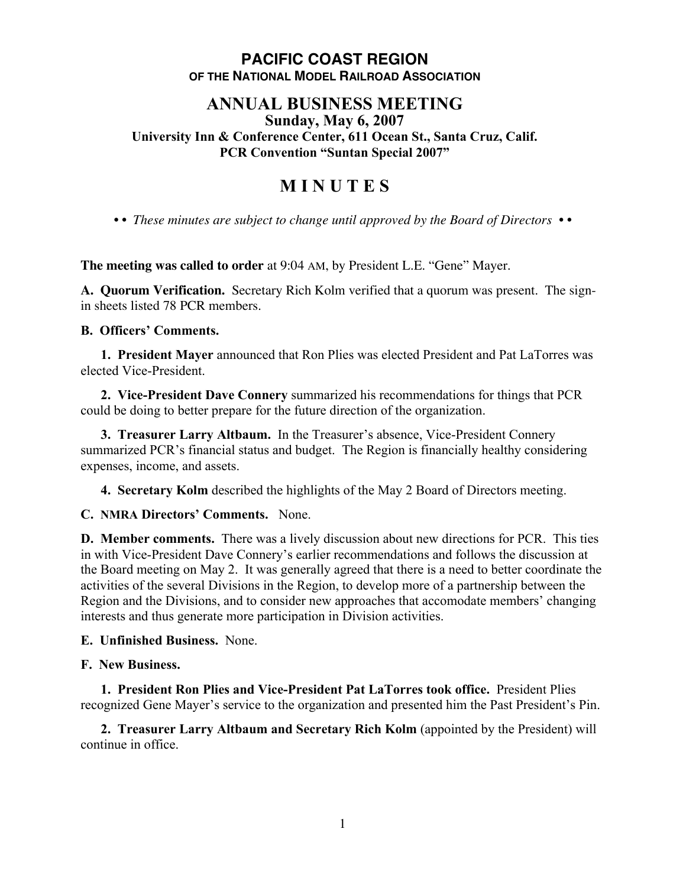# PACIFIC COAST REGION
### OF THE NATIONAL MODEL RAILROAD ASSOCIATION

## ANNUAL BUSINESS MEETING

**Sunday, May 6, 2007**
**University Inn & Conference Center, 611 Ocean St., Santa Cruz, Calif.**
**PCR Convention "Suntan Special 2007"**

## M I N U T E S

• • *These minutes are subject to change until approved by the Board of Directors* • •

**The meeting was called to order** at 9:04 AM, by President L.E. "Gene" Mayer.

**A. Quorum Verification.** Secretary Rich Kolm verified that a quorum was present. The sign-in sheets listed 78 PCR members.

**B. Officers' Comments.**

**1. President Mayer** announced that Ron Plies was elected President and Pat LaTorres was elected Vice-President.

**2. Vice-President Dave Connery** summarized his recommendations for things that PCR could be doing to better prepare for the future direction of the organization.

**3. Treasurer Larry Altbaum.** In the Treasurer's absence, Vice-President Connery summarized PCR's financial status and budget. The Region is financially healthy considering expenses, income, and assets.

**4. Secretary Kolm** described the highlights of the May 2 Board of Directors meeting.

**C. NMRA Directors' Comments.** None.

**D. Member comments.** There was a lively discussion about new directions for PCR. This ties in with Vice-President Dave Connery's earlier recommendations and follows the discussion at the Board meeting on May 2. It was generally agreed that there is a need to better coordinate the activities of the several Divisions in the Region, to develop more of a partnership between the Region and the Divisions, and to consider new approaches that accomodate members' changing interests and thus generate more participation in Division activities.

**E. Unfinished Business.** None.

**F. New Business.**

**1. President Ron Plies and Vice-President Pat LaTorres took office.** President Plies recognized Gene Mayer's service to the organization and presented him the Past President's Pin.

**2. Treasurer Larry Altbaum and Secretary Rich Kolm** (appointed by the President) will continue in office.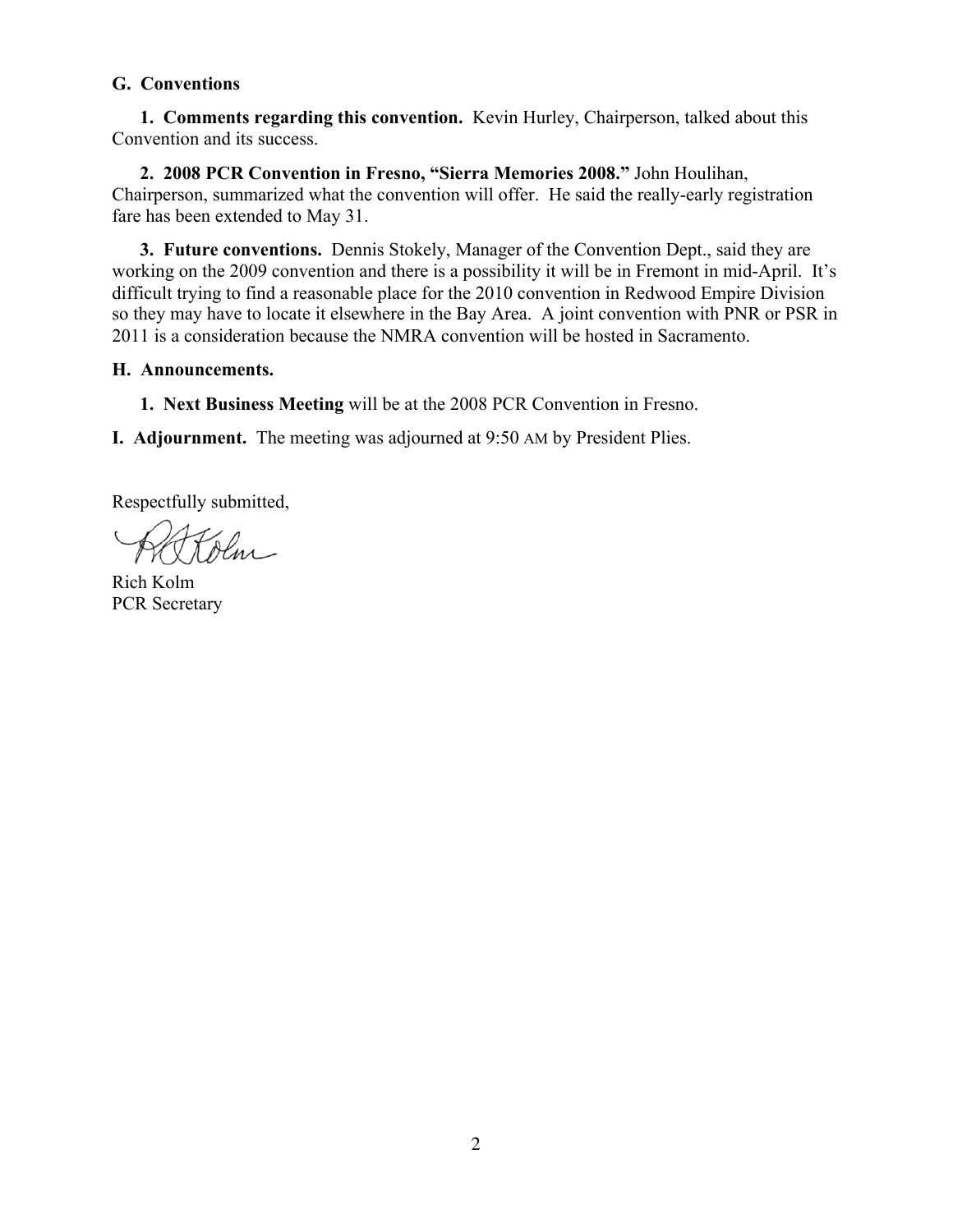**G. Conventions**

**1. Comments regarding this convention.** Kevin Hurley, Chairperson, talked about this Convention and its success.

**2. 2008 PCR Convention in Fresno, "Sierra Memories 2008."** John Houlihan, Chairperson, summarized what the convention will offer. He said the really-early registration fare has been extended to May 31.

**3. Future conventions.** Dennis Stokely, Manager of the Convention Dept., said they are working on the 2009 convention and there is a possibility it will be in Fremont in mid-April. It's difficult trying to find a reasonable place for the 2010 convention in Redwood Empire Division so they may have to locate it elsewhere in the Bay Area. A joint convention with PNR or PSR in 2011 is a consideration because the NMRA convention will be hosted in Sacramento.

**H. Announcements.**

**1. Next Business Meeting** will be at the 2008 PCR Convention in Fresno.

**I. Adjournment.** The meeting was adjourned at 9:50 AM by President Plies.

Respectfully submitted,

Rich Kolm
PCR Secretary